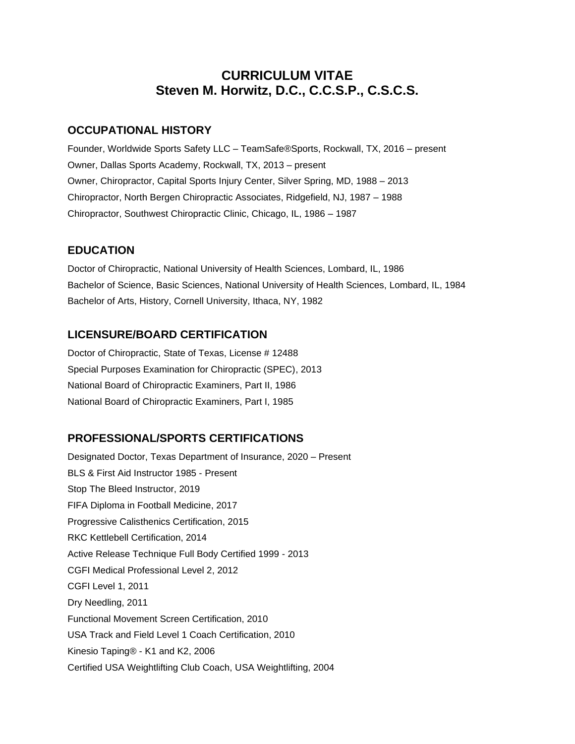# CURRICULUM VITAE
# Steven M. Horwitz, D.C., C.C.S.P., C.S.C.S.

## OCCUPATIONAL HISTORY

Founder, Worldwide Sports Safety LLC – TeamSafe®Sports, Rockwall, TX, 2016 – present

Owner, Dallas Sports Academy, Rockwall, TX, 2013 – present

Owner, Chiropractor, Capital Sports Injury Center, Silver Spring, MD, 1988 – 2013

Chiropractor, North Bergen Chiropractic Associates, Ridgefield, NJ, 1987 – 1988

Chiropractor, Southwest Chiropractic Clinic, Chicago, IL, 1986 – 1987

## EDUCATION

Doctor of Chiropractic, National University of Health Sciences, Lombard, IL, 1986

Bachelor of Science, Basic Sciences, National University of Health Sciences, Lombard, IL, 1984

Bachelor of Arts, History, Cornell University, Ithaca, NY, 1982

## LICENSURE/BOARD CERTIFICATION

Doctor of Chiropractic, State of Texas, License # 12488

Special Purposes Examination for Chiropractic (SPEC), 2013

National Board of Chiropractic Examiners, Part II, 1986

National Board of Chiropractic Examiners, Part I, 1985

## PROFESSIONAL/SPORTS CERTIFICATIONS

Designated Doctor, Texas Department of Insurance, 2020 – Present

BLS & First Aid Instructor 1985 - Present

Stop The Bleed Instructor, 2019

FIFA Diploma in Football Medicine, 2017

Progressive Calisthenics Certification, 2015

RKC Kettlebell Certification, 2014

Active Release Technique Full Body Certified 1999 - 2013

CGFI Medical Professional Level 2, 2012

CGFI Level 1, 2011

Dry Needling, 2011

Functional Movement Screen Certification, 2010

USA Track and Field Level 1 Coach Certification, 2010

Kinesio Taping® - K1 and K2, 2006

Certified USA Weightlifting Club Coach, USA Weightlifting, 2004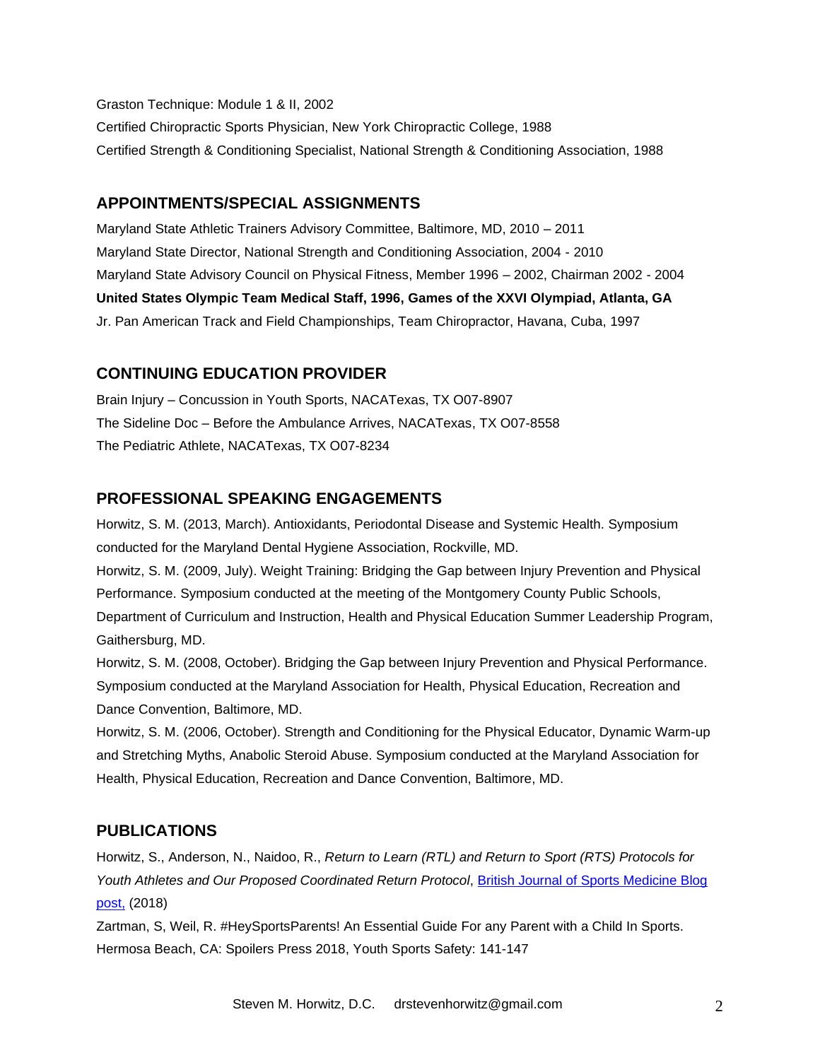Graston Technique: Module 1 & II, 2002

Certified Chiropractic Sports Physician, New York Chiropractic College, 1988

Certified Strength & Conditioning Specialist, National Strength & Conditioning Association, 1988

## APPOINTMENTS/SPECIAL ASSIGNMENTS

Maryland State Athletic Trainers Advisory Committee, Baltimore, MD, 2010 – 2011

Maryland State Director, National Strength and Conditioning Association, 2004 - 2010

Maryland State Advisory Council on Physical Fitness, Member 1996 – 2002, Chairman 2002 - 2004

**United States Olympic Team Medical Staff, 1996, Games of the XXVI Olympiad, Atlanta, GA**

Jr. Pan American Track and Field Championships, Team Chiropractor, Havana, Cuba, 1997

## CONTINUING EDUCATION PROVIDER

Brain Injury – Concussion in Youth Sports, NACATexas, TX O07-8907

The Sideline Doc – Before the Ambulance Arrives, NACATexas, TX O07-8558

The Pediatric Athlete, NACATexas, TX O07-8234

## PROFESSIONAL SPEAKING ENGAGEMENTS

Horwitz, S. M. (2013, March). Antioxidants, Periodontal Disease and Systemic Health. Symposium conducted for the Maryland Dental Hygiene Association, Rockville, MD.

Horwitz, S. M. (2009, July). Weight Training: Bridging the Gap between Injury Prevention and Physical Performance. Symposium conducted at the meeting of the Montgomery County Public Schools, Department of Curriculum and Instruction, Health and Physical Education Summer Leadership Program, Gaithersburg, MD.

Horwitz, S. M. (2008, October). Bridging the Gap between Injury Prevention and Physical Performance. Symposium conducted at the Maryland Association for Health, Physical Education, Recreation and Dance Convention, Baltimore, MD.

Horwitz, S. M. (2006, October). Strength and Conditioning for the Physical Educator, Dynamic Warm-up and Stretching Myths, Anabolic Steroid Abuse. Symposium conducted at the Maryland Association for Health, Physical Education, Recreation and Dance Convention, Baltimore, MD.

## PUBLICATIONS

Horwitz, S., Anderson, N., Naidoo, R., *Return to Learn (RTL) and Return to Sport (RTS) Protocols for Youth Athletes and Our Proposed Coordinated Return Protocol*, British Journal of Sports Medicine Blog post, (2018)

Zartman, S, Weil, R. #HeySportsParents! An Essential Guide For any Parent with a Child In Sports. Hermosa Beach, CA: Spoilers Press 2018, Youth Sports Safety: 141-147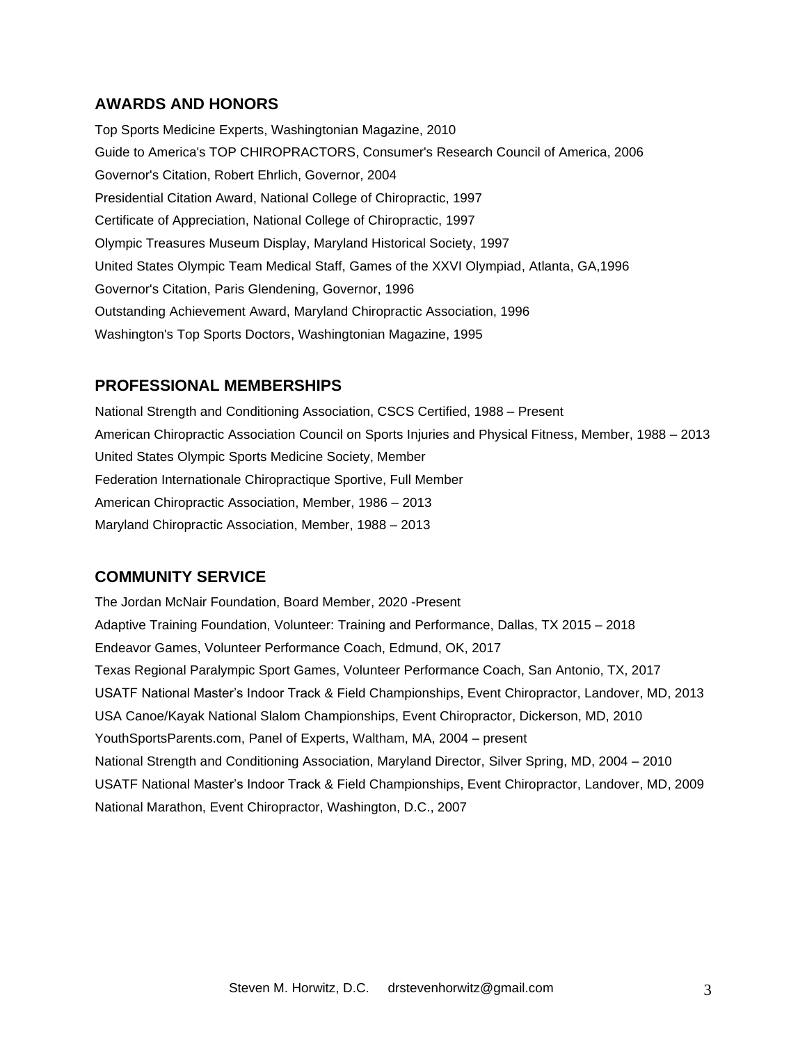## AWARDS AND HONORS

Top Sports Medicine Experts, Washingtonian Magazine, 2010

Guide to America's TOP CHIROPRACTORS, Consumer's Research Council of America, 2006

Governor's Citation, Robert Ehrlich, Governor, 2004

Presidential Citation Award, National College of Chiropractic, 1997

Certificate of Appreciation, National College of Chiropractic, 1997

Olympic Treasures Museum Display, Maryland Historical Society, 1997

United States Olympic Team Medical Staff, Games of the XXVI Olympiad, Atlanta, GA,1996

Governor's Citation, Paris Glendening, Governor, 1996

Outstanding Achievement Award, Maryland Chiropractic Association, 1996

Washington's Top Sports Doctors, Washingtonian Magazine, 1995

## PROFESSIONAL MEMBERSHIPS

National Strength and Conditioning Association, CSCS Certified, 1988 – Present

American Chiropractic Association Council on Sports Injuries and Physical Fitness, Member, 1988 – 2013

United States Olympic Sports Medicine Society, Member

Federation Internationale Chiropractique Sportive, Full Member

American Chiropractic Association, Member, 1986 – 2013

Maryland Chiropractic Association, Member, 1988 – 2013

## COMMUNITY SERVICE

The Jordan McNair Foundation, Board Member, 2020 -Present

Adaptive Training Foundation, Volunteer: Training and Performance, Dallas, TX 2015 – 2018

Endeavor Games, Volunteer Performance Coach, Edmund, OK, 2017

Texas Regional Paralympic Sport Games, Volunteer Performance Coach, San Antonio, TX, 2017

USATF National Master's Indoor Track & Field Championships, Event Chiropractor, Landover, MD, 2013

USA Canoe/Kayak National Slalom Championships, Event Chiropractor, Dickerson, MD, 2010

YouthSportsParents.com, Panel of Experts, Waltham, MA, 2004 – present

National Strength and Conditioning Association, Maryland Director, Silver Spring, MD, 2004 – 2010

USATF National Master's Indoor Track & Field Championships, Event Chiropractor, Landover, MD, 2009

National Marathon, Event Chiropractor, Washington, D.C., 2007